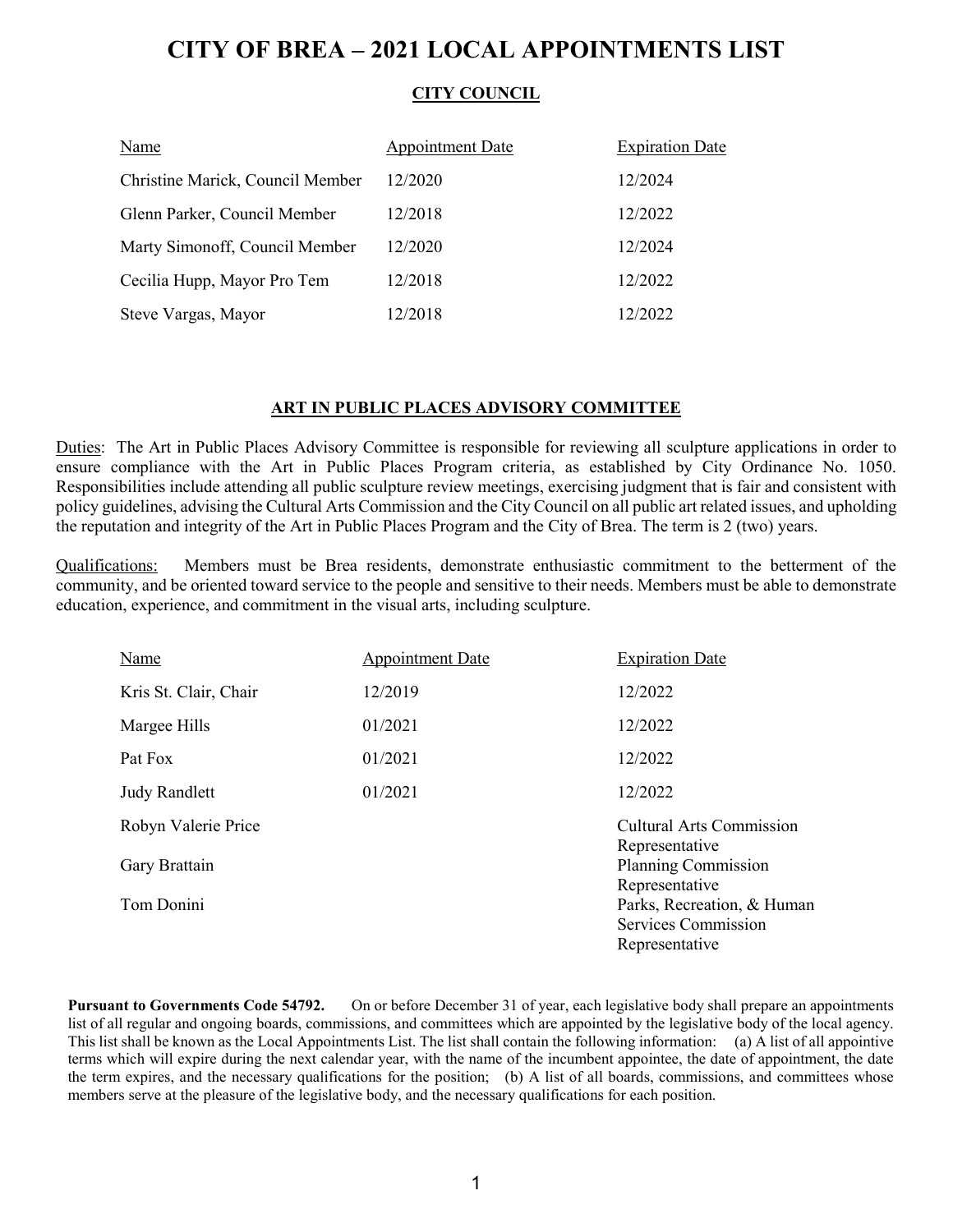# CITY OF BREA – 2021 LOCAL APPOINTMENTS LIST

## CITY COUNCIL

| Name | Appointment Date | Expiration Date |
|---|---|---|
| Christine Marick, Council Member | 12/2020 | 12/2024 |
| Glenn Parker, Council Member | 12/2018 | 12/2022 |
| Marty Simonoff, Council Member | 12/2020 | 12/2024 |
| Cecilia Hupp, Mayor Pro Tem | 12/2018 | 12/2022 |
| Steve Vargas, Mayor | 12/2018 | 12/2022 |

## ART IN PUBLIC PLACES ADVISORY COMMITTEE

Duties: The Art in Public Places Advisory Committee is responsible for reviewing all sculpture applications in order to ensure compliance with the Art in Public Places Program criteria, as established by City Ordinance No. 1050. Responsibilities include attending all public sculpture review meetings, exercising judgment that is fair and consistent with policy guidelines, advising the Cultural Arts Commission and the City Council on all public art related issues, and upholding the reputation and integrity of the Art in Public Places Program and the City of Brea. The term is 2 (two) years.

Qualifications: Members must be Brea residents, demonstrate enthusiastic commitment to the betterment of the community, and be oriented toward service to the people and sensitive to their needs. Members must be able to demonstrate education, experience, and commitment in the visual arts, including sculpture.

| Name | Appointment Date | Expiration Date |
|---|---|---|
| Kris St. Clair, Chair | 12/2019 | 12/2022 |
| Margee Hills | 01/2021 | 12/2022 |
| Pat Fox | 01/2021 | 12/2022 |
| Judy Randlett | 01/2021 | 12/2022 |
| Robyn Valerie Price | | Cultural Arts Commission Representative |
| Gary Brattain | | Planning Commission Representative |
| Tom Donini | | Parks, Recreation, & Human Services Commission Representative |

**Pursuant to Governments Code 54792.** On or before December 31 of year, each legislative body shall prepare an appointments list of all regular and ongoing boards, commissions, and committees which are appointed by the legislative body of the local agency. This list shall be known as the Local Appointments List. The list shall contain the following information: (a) A list of all appointive terms which will expire during the next calendar year, with the name of the incumbent appointee, the date of appointment, the date the term expires, and the necessary qualifications for the position; (b) A list of all boards, commissions, and committees whose members serve at the pleasure of the legislative body, and the necessary qualifications for each position.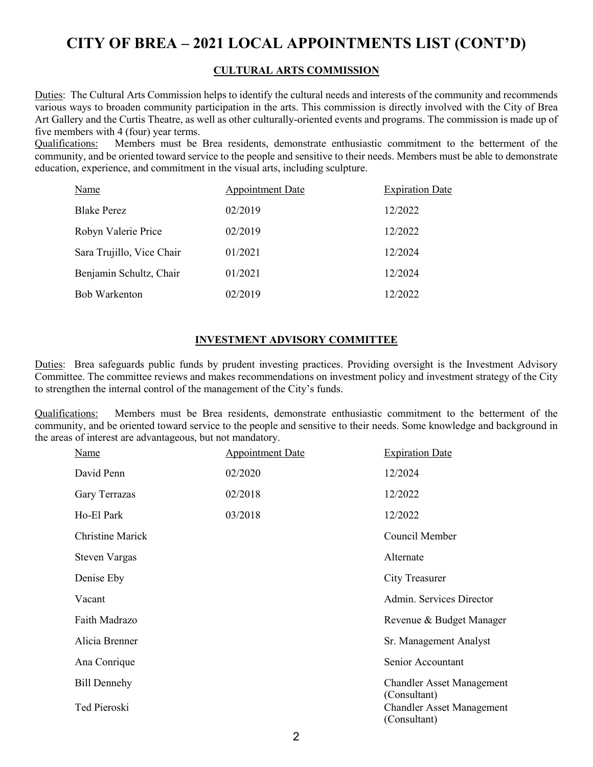# CITY OF BREA – 2021 LOCAL APPOINTMENTS LIST (CONT'D)

## CULTURAL ARTS COMMISSION

Duties: The Cultural Arts Commission helps to identify the cultural needs and interests of the community and recommends various ways to broaden community participation in the arts. This commission is directly involved with the City of Brea Art Gallery and the Curtis Theatre, as well as other culturally-oriented events and programs. The commission is made up of five members with 4 (four) year terms.

Qualifications: Members must be Brea residents, demonstrate enthusiastic commitment to the betterment of the community, and be oriented toward service to the people and sensitive to their needs. Members must be able to demonstrate education, experience, and commitment in the visual arts, including sculpture.

| Name | Appointment Date | Expiration Date |
|---|---|---|
| Blake Perez | 02/2019 | 12/2022 |
| Robyn Valerie Price | 02/2019 | 12/2022 |
| Sara Trujillo, Vice Chair | 01/2021 | 12/2024 |
| Benjamin Schultz, Chair | 01/2021 | 12/2024 |
| Bob Warkenton | 02/2019 | 12/2022 |

## INVESTMENT ADVISORY COMMITTEE

Duties: Brea safeguards public funds by prudent investing practices. Providing oversight is the Investment Advisory Committee. The committee reviews and makes recommendations on investment policy and investment strategy of the City to strengthen the internal control of the management of the City's funds.

Qualifications: Members must be Brea residents, demonstrate enthusiastic commitment to the betterment of the community, and be oriented toward service to the people and sensitive to their needs. Some knowledge and background in the areas of interest are advantageous, but not mandatory.

| Name | Appointment Date | Expiration Date |
|---|---|---|
| David Penn | 02/2020 | 12/2024 |
| Gary Terrazas | 02/2018 | 12/2022 |
| Ho-El Park | 03/2018 | 12/2022 |
| Christine Marick | | Council Member |
| Steven Vargas | | Alternate |
| Denise Eby | | City Treasurer |
| Vacant | | Admin. Services Director |
| Faith Madrazo | | Revenue & Budget Manager |
| Alicia Brenner | | Sr. Management Analyst |
| Ana Conrique | | Senior Accountant |
| Bill Dennehy | | Chandler Asset Management (Consultant) |
| Ted Pieroski | | Chandler Asset Management (Consultant) |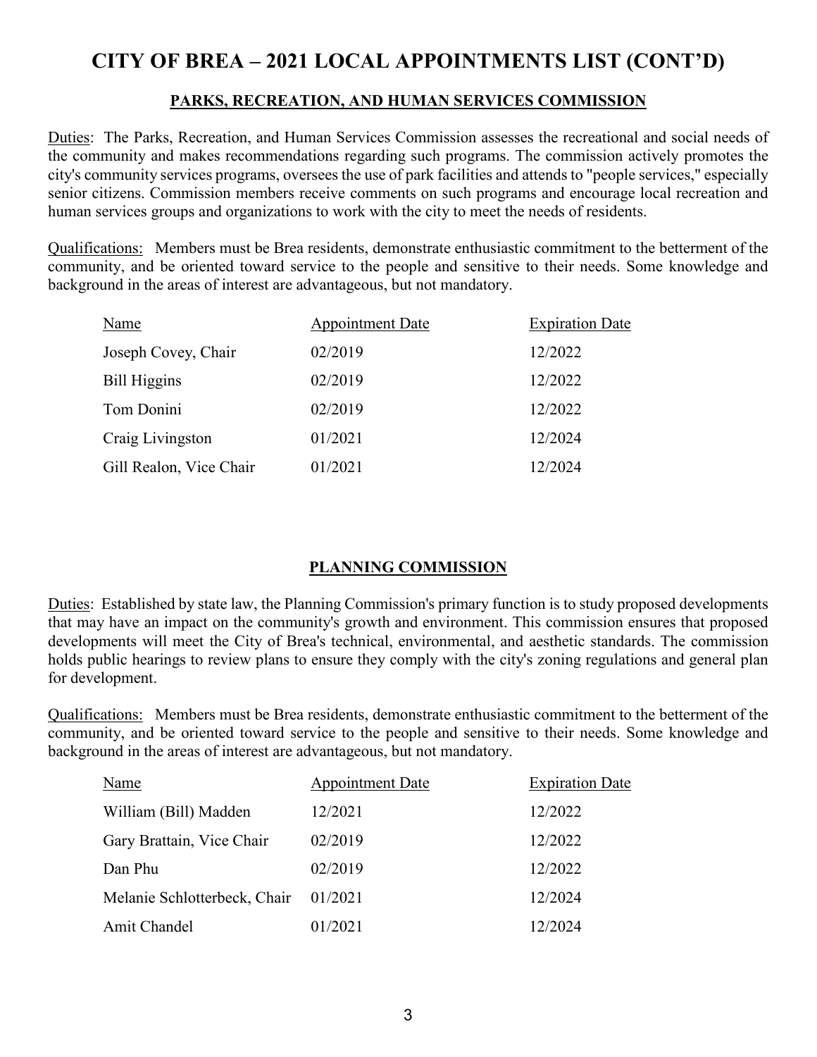# CITY OF BREA – 2021 LOCAL APPOINTMENTS LIST (CONT'D)

## PARKS, RECREATION, AND HUMAN SERVICES COMMISSION

Duties: The Parks, Recreation, and Human Services Commission assesses the recreational and social needs of the community and makes recommendations regarding such programs. The commission actively promotes the city's community services programs, oversees the use of park facilities and attends to "people services," especially senior citizens. Commission members receive comments on such programs and encourage local recreation and human services groups and organizations to work with the city to meet the needs of residents.

Qualifications: Members must be Brea residents, demonstrate enthusiastic commitment to the betterment of the community, and be oriented toward service to the people and sensitive to their needs. Some knowledge and background in the areas of interest are advantageous, but not mandatory.

| Name | Appointment Date | Expiration Date |
|---|---|---|
| Joseph Covey, Chair | 02/2019 | 12/2022 |
| Bill Higgins | 02/2019 | 12/2022 |
| Tom Donini | 02/2019 | 12/2022 |
| Craig Livingston | 01/2021 | 12/2024 |
| Gill Realon, Vice Chair | 01/2021 | 12/2024 |

## PLANNING COMMISSION

Duties: Established by state law, the Planning Commission's primary function is to study proposed developments that may have an impact on the community's growth and environment. This commission ensures that proposed developments will meet the City of Brea's technical, environmental, and aesthetic standards. The commission holds public hearings to review plans to ensure they comply with the city's zoning regulations and general plan for development.

Qualifications: Members must be Brea residents, demonstrate enthusiastic commitment to the betterment of the community, and be oriented toward service to the people and sensitive to their needs. Some knowledge and background in the areas of interest are advantageous, but not mandatory.

| Name | Appointment Date | Expiration Date |
|---|---|---|
| William (Bill) Madden | 12/2021 | 12/2022 |
| Gary Brattain, Vice Chair | 02/2019 | 12/2022 |
| Dan Phu | 02/2019 | 12/2022 |
| Melanie Schlotterbeck, Chair | 01/2021 | 12/2024 |
| Amit Chandel | 01/2021 | 12/2024 |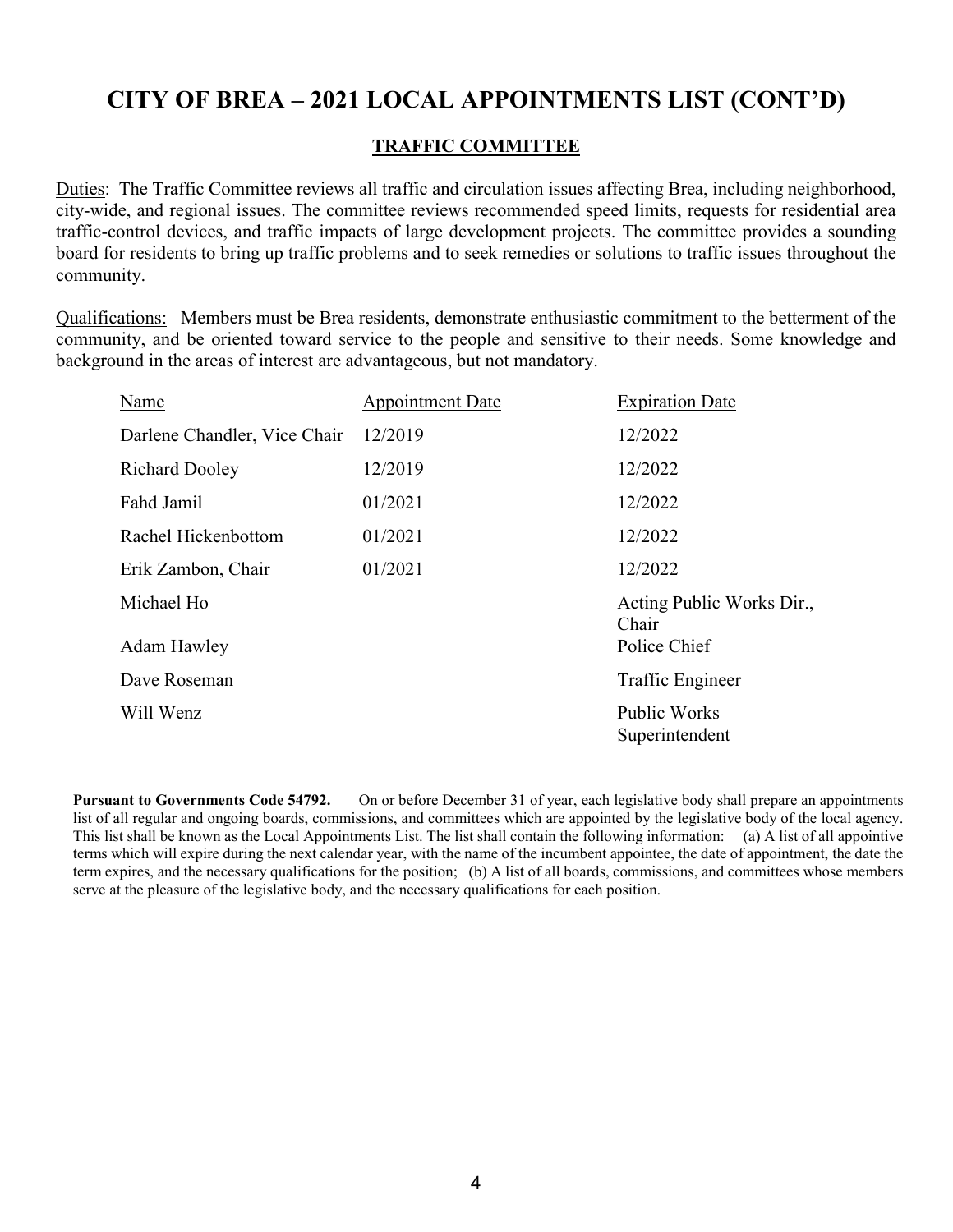# CITY OF BREA – 2021 LOCAL APPOINTMENTS LIST (CONT'D)

## TRAFFIC COMMITTEE

Duties: The Traffic Committee reviews all traffic and circulation issues affecting Brea, including neighborhood, city-wide, and regional issues. The committee reviews recommended speed limits, requests for residential area traffic-control devices, and traffic impacts of large development projects. The committee provides a sounding board for residents to bring up traffic problems and to seek remedies or solutions to traffic issues throughout the community.

Qualifications: Members must be Brea residents, demonstrate enthusiastic commitment to the betterment of the community, and be oriented toward service to the people and sensitive to their needs. Some knowledge and background in the areas of interest are advantageous, but not mandatory.

| Name | Appointment Date | Expiration Date |
|---|---|---|
| Darlene Chandler, Vice Chair | 12/2019 | 12/2022 |
| Richard Dooley | 12/2019 | 12/2022 |
| Fahd Jamil | 01/2021 | 12/2022 |
| Rachel Hickenbottom | 01/2021 | 12/2022 |
| Erik Zambon, Chair | 01/2021 | 12/2022 |
| Michael Ho | | Acting Public Works Dir., Chair |
| Adam Hawley | | Police Chief |
| Dave Roseman | | Traffic Engineer |
| Will Wenz | | Public Works Superintendent |

**Pursuant to Governments Code 54792.** On or before December 31 of year, each legislative body shall prepare an appointments list of all regular and ongoing boards, commissions, and committees which are appointed by the legislative body of the local agency. This list shall be known as the Local Appointments List. The list shall contain the following information: (a) A list of all appointive terms which will expire during the next calendar year, with the name of the incumbent appointee, the date of appointment, the date the term expires, and the necessary qualifications for the position; (b) A list of all boards, commissions, and committees whose members serve at the pleasure of the legislative body, and the necessary qualifications for each position.